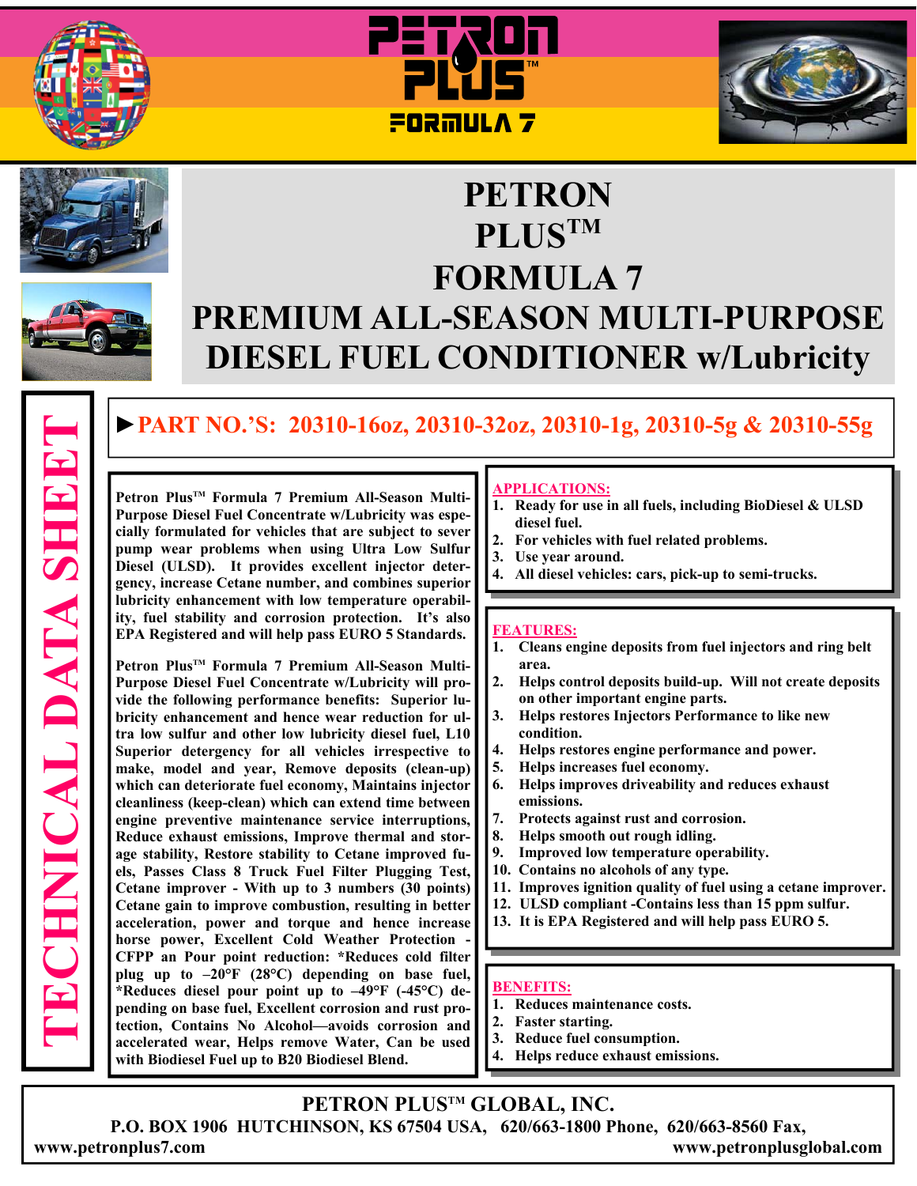# PETRON PLUS™ FORMULA 7

## PREMIUM ALL-SEASON MULTI-PURPOSE DIESEL FUEL CONDITIONER w/Lubricity

TECHNICAL DATA SHEET

**►PART NO.'S: 20310-16oz, 20310-32oz, 20310-1g, 20310-5g & 20310-55g**

**Petron Plus™ Formula 7 Premium All-Season Multi-Purpose Diesel Fuel Concentrate w/Lubricity was especially formulated for vehicles that are subject to sever pump wear problems when using Ultra Low Sulfur Diesel (ULSD). It provides excellent injector detergency, increase Cetane number, and combines superior lubricity enhancement with low temperature operability, fuel stability and corrosion protection. It's also EPA Registered and will help pass EURO 5 Standards.**

**Petron Plus™ Formula 7 Premium All-Season Multi-Purpose Diesel Fuel Concentrate w/Lubricity will provide the following performance benefits: Superior lubricity enhancement and hence wear reduction for ultra low sulfur and other low lubricity diesel fuel, L10 Superior detergency for all vehicles irrespective to make, model and year, Remove deposits (clean-up) which can deteriorate fuel economy, Maintains injector cleanliness (keep-clean) which can extend time between engine preventive maintenance service interruptions, Reduce exhaust emissions, Improve thermal and storage stability, Restore stability to Cetane improved fuels, Passes Class 8 Truck Fuel Filter Plugging Test, Cetane improver - With up to 3 numbers (30 points) Cetane gain to improve combustion, resulting in better acceleration, power and torque and hence increase horse power, Excellent Cold Weather Protection - CFPP an Pour point reduction: *Reduces cold filter plug up to –20°F (28°C) depending on base fuel, *Reduces diesel pour point up to –49°F (-45°C) depending on base fuel, Excellent corrosion and rust protection, Contains No Alcohol—avoids corrosion and accelerated wear, Helps remove Water, Can be used with Biodiesel Fuel up to B20 Biodiesel Blend.**

### APPLICATIONS:

1. Ready for use in all fuels, including BioDiesel & ULSD diesel fuel.
2. For vehicles with fuel related problems.
3. Use year around.
4. All diesel vehicles: cars, pick-up to semi-trucks.

### FEATURES:

1. Cleans engine deposits from fuel injectors and ring belt area.
2. Helps control deposits build-up. Will not create deposits on other important engine parts.
3. Helps restores Injectors Performance to like new condition.
4. Helps restores engine performance and power.
5. Helps increases fuel economy.
6. Helps improves driveability and reduces exhaust emissions.
7. Protects against rust and corrosion.
8. Helps smooth out rough idling.
9. Improved low temperature operability.
10. Contains no alcohols of any type.
11. Improves ignition quality of fuel using a cetane improver.
12. ULSD compliant -Contains less than 15 ppm sulfur.
13. It is EPA Registered and will help pass EURO 5.

### BENEFITS:

1. Reduces maintenance costs.
2. Faster starting.
3. Reduce fuel consumption.
4. Helps reduce exhaust emissions.

**PETRON PLUS™ GLOBAL, INC.**
**P.O. BOX 1906 HUTCHINSON, KS 67504 USA, 620/663-1800 Phone, 620/663-8560 Fax,**
**www.petronplus7.com www.petronplusglobal.com**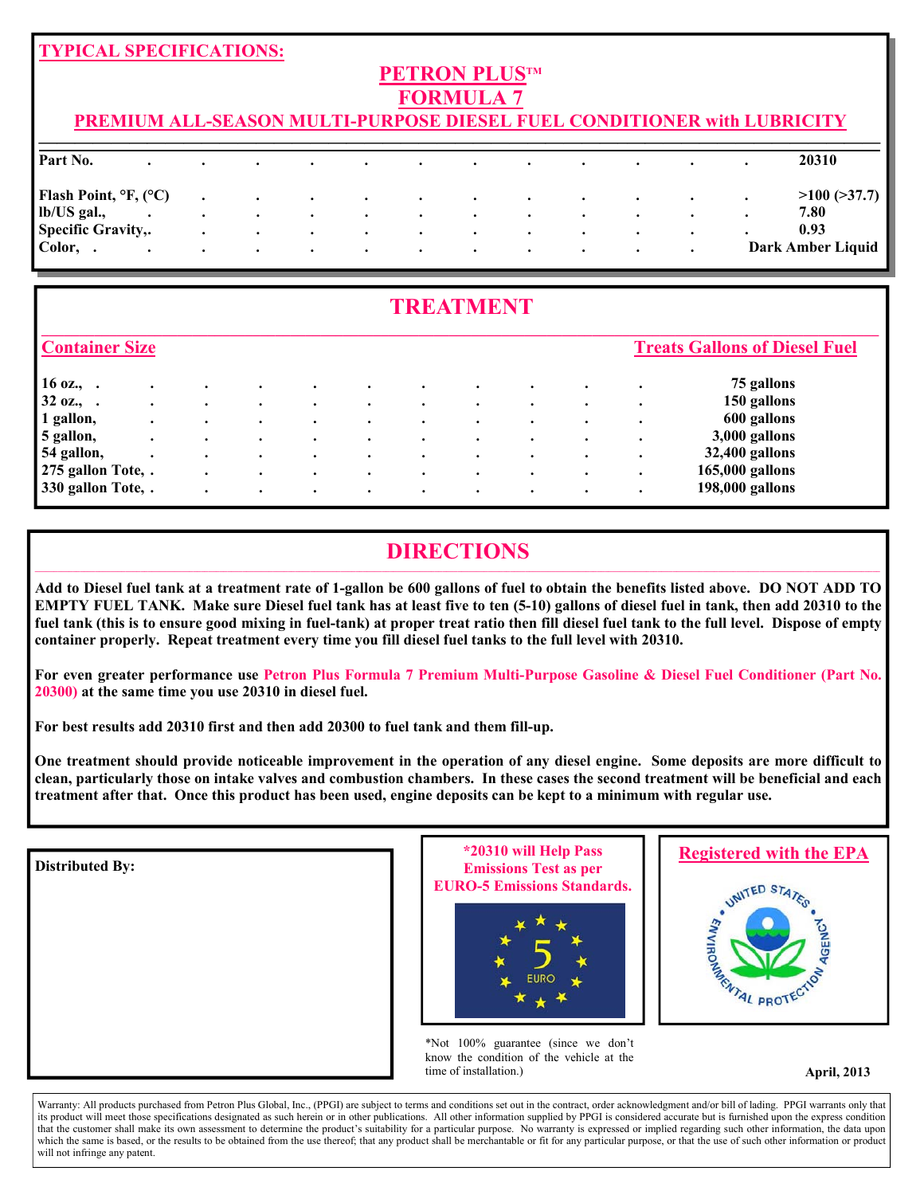**TYPICAL SPECIFICATIONS:**

# PETRON PLUS™
# FORMULA 7
## PREMIUM ALL-SEASON MULTI-PURPOSE DIESEL FUEL CONDITIONER with LUBRICITY

| | |
|---|---|
| Part No. | 20310 |
| Flash Point, °F, (°C) | >100 (>37.7) |
| lb/US gal., | 7.80 |
| Specific Gravity,. | 0.93 |
| Color, . | Dark Amber Liquid |

## TREATMENT

| Container Size | Treats Gallons of Diesel Fuel |
|---|---|
| 16 oz., . | 75 gallons |
| 32 oz., . | 150 gallons |
| 1 gallon, | 600 gallons |
| 5 gallon, | 3,000 gallons |
| 54 gallon, | 32,400 gallons |
| 275 gallon Tote, . | 165,000 gallons |
| 330 gallon Tote, . | 198,000 gallons |

## DIRECTIONS

**Add to Diesel fuel tank at a treatment rate of 1-gallon be 600 gallons of fuel to obtain the benefits listed above. DO NOT ADD TO EMPTY FUEL TANK. Make sure Diesel fuel tank has at least five to ten (5-10) gallons of diesel fuel in tank, then add 20310 to the fuel tank (this is to ensure good mixing in fuel-tank) at proper treat ratio then fill diesel fuel tank to the full level. Dispose of empty container properly. Repeat treatment every time you fill diesel fuel tanks to the full level with 20310.**

**For even greater performance use Petron Plus Formula 7 Premium Multi-Purpose Gasoline & Diesel Fuel Conditioner (Part No. 20300) at the same time you use 20310 in diesel fuel.**

**For best results add 20310 first and then add 20300 to fuel tank and them fill-up.**

**One treatment should provide noticeable improvement in the operation of any diesel engine. Some deposits are more difficult to clean, particularly those on intake valves and combustion chambers. In these cases the second treatment will be beneficial and each treatment after that. Once this product has been used, engine deposits can be kept to a minimum with regular use.**

**Distributed By:**

**\*20310 will Help Pass Emissions Test as per EURO-5 Emissions Standards.**

5 EURO

\*Not 100% guarantee (since we don't know the condition of the vehicle at the time of installation.)

**Registered with the EPA**

UNITED STATES ENVIRONMENTAL PROTECTION AGENCY

**April, 2013**

Warranty: All products purchased from Petron Plus Global, Inc., (PPGI) are subject to terms and conditions set out in the contract, order acknowledgment and/or bill of lading. PPGI warrants only that its product will meet those specifications designated as such herein or in other publications. All other information supplied by PPGI is considered accurate but is furnished upon the express condition that the customer shall make its own assessment to determine the product's suitability for a particular purpose. No warranty is expressed or implied regarding such other information, the data upon which the same is based, or the results to be obtained from the use thereof; that any product shall be merchantable or fit for any particular purpose, or that the use of such other information or product will not infringe any patent.